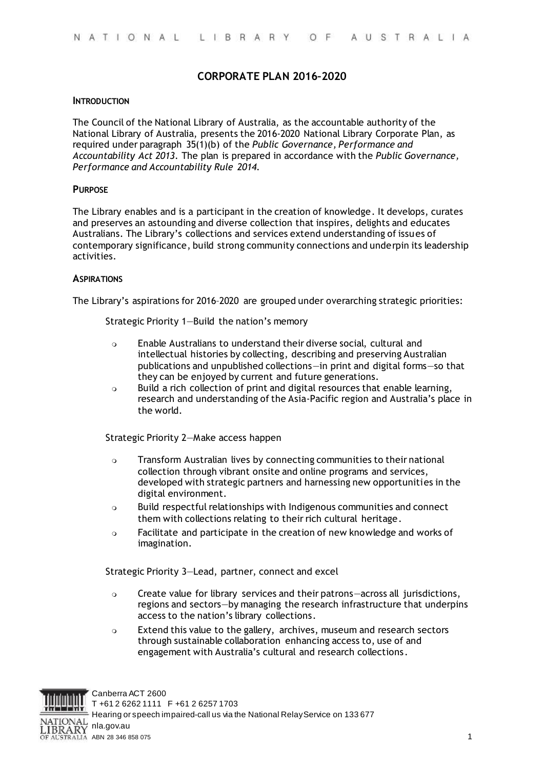# CORPORATE PLAN 2016–2020

## INTRODUCTION

The Council of the National Library of Australia, as the accountable authority of the National Library of Australia, presents the 2016-2020 National Library Corporate Plan, as required under paragraph 35(1)(b) of the *Public Governance, Performance and Accountability Act 2013*. The plan is prepared in accordance with the *Public Governance, Performance and Accountability Rule 2014*.

## PURPOSE

The Library enables and is a participant in the creation of knowledge. It develops, curates and preserves an astounding and diverse collection that inspires, delights and educates Australians. The Library's collections and services extend understanding of issues of contemporary significance, build strong community connections and underpin its leadership activities.

## ASPIRATIONS

The Library's aspirations for 2016–2020 are grouped under overarching strategic priorities:

Strategic Priority 1—Build the nation's memory

- Enable Australians to understand their diverse social, cultural and intellectual histories by collecting, describing and preserving Australian publications and unpublished collections—in print and digital forms—so that they can be enjoyed by current and future generations.
- Build a rich collection of print and digital resources that enable learning, research and understanding of the Asia-Pacific region and Australia's place in the world.

Strategic Priority 2—Make access happen

- Transform Australian lives by connecting communities to their national collection through vibrant onsite and online programs and services, developed with strategic partners and harnessing new opportunities in the digital environment.
- Build respectful relationships with Indigenous communities and connect them with collections relating to their rich cultural heritage.
- Facilitate and participate in the creation of new knowledge and works of imagination.

Strategic Priority 3—Lead, partner, connect and excel

- Create value for library services and their patrons—across all jurisdictions, regions and sectors—by managing the research infrastructure that underpins access to the nation's library collections.
- Extend this value to the gallery, archives, museum and research sectors through sustainable collaboration enhancing access to, use of and engagement with Australia's cultural and research collections.

Canberra ACT 2600
T +61 2 6262 1111 F +61 2 6257 1703
Hearing or speech impaired-call us via the National Relay Service on 133 677
nla.gov.au
ABN 28 346 858 075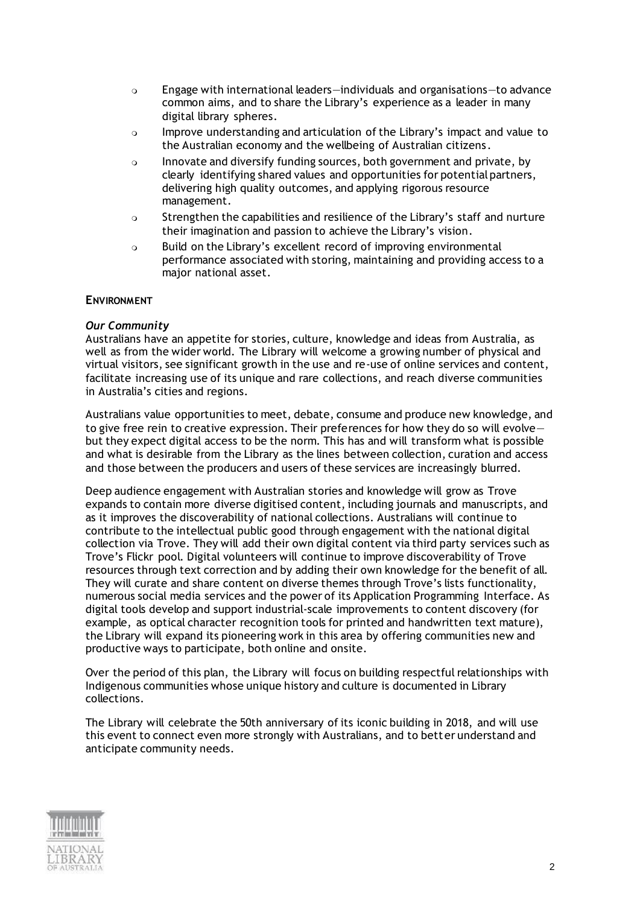- Engage with international leaders—individuals and organisations—to advance common aims, and to share the Library's experience as a leader in many digital library spheres.
- Improve understanding and articulation of the Library's impact and value to the Australian economy and the wellbeing of Australian citizens.
- Innovate and diversify funding sources, both government and private, by clearly identifying shared values and opportunities for potential partners, delivering high quality outcomes, and applying rigorous resource management.
- Strengthen the capabilities and resilience of the Library's staff and nurture their imagination and passion to achieve the Library's vision.
- Build on the Library's excellent record of improving environmental performance associated with storing, maintaining and providing access to a major national asset.

## ENVIRONMENT

### *Our Community*

Australians have an appetite for stories, culture, knowledge and ideas from Australia, as well as from the wider world. The Library will welcome a growing number of physical and virtual visitors, see significant growth in the use and re-use of online services and content, facilitate increasing use of its unique and rare collections, and reach diverse communities in Australia's cities and regions.

Australians value opportunities to meet, debate, consume and produce new knowledge, and to give free rein to creative expression. Their preferences for how they do so will evolve—but they expect digital access to be the norm. This has and will transform what is possible and what is desirable from the Library as the lines between collection, curation and access and those between the producers and users of these services are increasingly blurred.

Deep audience engagement with Australian stories and knowledge will grow as Trove expands to contain more diverse digitised content, including journals and manuscripts, and as it improves the discoverability of national collections. Australians will continue to contribute to the intellectual public good through engagement with the national digital collection via Trove. They will add their own digital content via third party services such as Trove's Flickr pool. Digital volunteers will continue to improve discoverability of Trove resources through text correction and by adding their own knowledge for the benefit of all. They will curate and share content on diverse themes through Trove's lists functionality, numerous social media services and the power of its Application Programming Interface. As digital tools develop and support industrial-scale improvements to content discovery (for example, as optical character recognition tools for printed and handwritten text mature), the Library will expand its pioneering work in this area by offering communities new and productive ways to participate, both online and onsite.

Over the period of this plan, the Library will focus on building respectful relationships with Indigenous communities whose unique history and culture is documented in Library collections.

The Library will celebrate the 50th anniversary of its iconic building in 2018, and will use this event to connect even more strongly with Australians, and to better understand and anticipate community needs.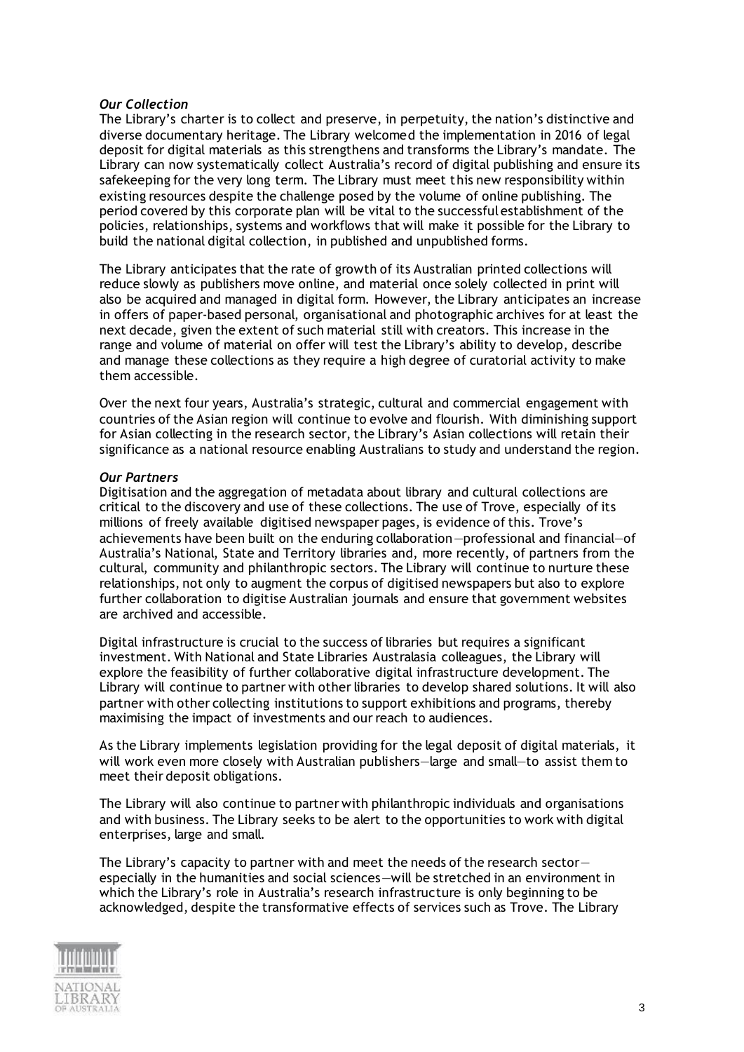*Our Collection*

The Library's charter is to collect and preserve, in perpetuity, the nation's distinctive and diverse documentary heritage. The Library welcomed the implementation in 2016 of legal deposit for digital materials as this strengthens and transforms the Library's mandate. The Library can now systematically collect Australia's record of digital publishing and ensure its safekeeping for the very long term. The Library must meet this new responsibility within existing resources despite the challenge posed by the volume of online publishing. The period covered by this corporate plan will be vital to the successful establishment of the policies, relationships, systems and workflows that will make it possible for the Library to build the national digital collection, in published and unpublished forms.

The Library anticipates that the rate of growth of its Australian printed collections will reduce slowly as publishers move online, and material once solely collected in print will also be acquired and managed in digital form. However, the Library anticipates an increase in offers of paper-based personal, organisational and photographic archives for at least the next decade, given the extent of such material still with creators. This increase in the range and volume of material on offer will test the Library's ability to develop, describe and manage these collections as they require a high degree of curatorial activity to make them accessible.

Over the next four years, Australia's strategic, cultural and commercial engagement with countries of the Asian region will continue to evolve and flourish. With diminishing support for Asian collecting in the research sector, the Library's Asian collections will retain their significance as a national resource enabling Australians to study and understand the region.

*Our Partners*

Digitisation and the aggregation of metadata about library and cultural collections are critical to the discovery and use of these collections. The use of Trove, especially of its millions of freely available digitised newspaper pages, is evidence of this. Trove's achievements have been built on the enduring collaboration—professional and financial—of Australia's National, State and Territory libraries and, more recently, of partners from the cultural, community and philanthropic sectors. The Library will continue to nurture these relationships, not only to augment the corpus of digitised newspapers but also to explore further collaboration to digitise Australian journals and ensure that government websites are archived and accessible.

Digital infrastructure is crucial to the success of libraries but requires a significant investment. With National and State Libraries Australasia colleagues, the Library will explore the feasibility of further collaborative digital infrastructure development. The Library will continue to partner with other libraries to develop shared solutions. It will also partner with other collecting institutions to support exhibitions and programs, thereby maximising the impact of investments and our reach to audiences.

As the Library implements legislation providing for the legal deposit of digital materials, it will work even more closely with Australian publishers—large and small—to assist them to meet their deposit obligations.

The Library will also continue to partner with philanthropic individuals and organisations and with business. The Library seeks to be alert to the opportunities to work with digital enterprises, large and small.

The Library's capacity to partner with and meet the needs of the research sector—especially in the humanities and social sciences—will be stretched in an environment in which the Library's role in Australia's research infrastructure is only beginning to be acknowledged, despite the transformative effects of services such as Trove. The Library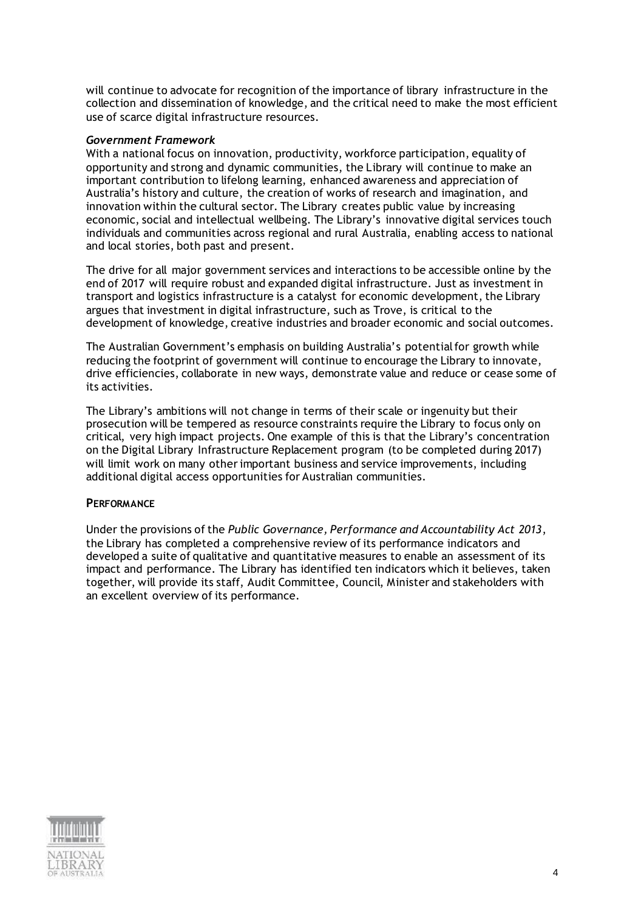will continue to advocate for recognition of the importance of library infrastructure in the collection and dissemination of knowledge, and the critical need to make the most efficient use of scarce digital infrastructure resources.

***Government Framework***

With a national focus on innovation, productivity, workforce participation, equality of opportunity and strong and dynamic communities, the Library will continue to make an important contribution to lifelong learning, enhanced awareness and appreciation of Australia's history and culture, the creation of works of research and imagination, and innovation within the cultural sector. The Library creates public value by increasing economic, social and intellectual wellbeing. The Library's innovative digital services touch individuals and communities across regional and rural Australia, enabling access to national and local stories, both past and present.

The drive for all major government services and interactions to be accessible online by the end of 2017 will require robust and expanded digital infrastructure. Just as investment in transport and logistics infrastructure is a catalyst for economic development, the Library argues that investment in digital infrastructure, such as Trove, is critical to the development of knowledge, creative industries and broader economic and social outcomes.

The Australian Government's emphasis on building Australia's potential for growth while reducing the footprint of government will continue to encourage the Library to innovate, drive efficiencies, collaborate in new ways, demonstrate value and reduce or cease some of its activities.

The Library's ambitions will not change in terms of their scale or ingenuity but their prosecution will be tempered as resource constraints require the Library to focus only on critical, very high impact projects. One example of this is that the Library's concentration on the Digital Library Infrastructure Replacement program (to be completed during 2017) will limit work on many other important business and service improvements, including additional digital access opportunities for Australian communities.

## PERFORMANCE

Under the provisions of the *Public Governance, Performance and Accountability Act 2013*, the Library has completed a comprehensive review of its performance indicators and developed a suite of qualitative and quantitative measures to enable an assessment of its impact and performance. The Library has identified ten indicators which it believes, taken together, will provide its staff, Audit Committee, Council, Minister and stakeholders with an excellent overview of its performance.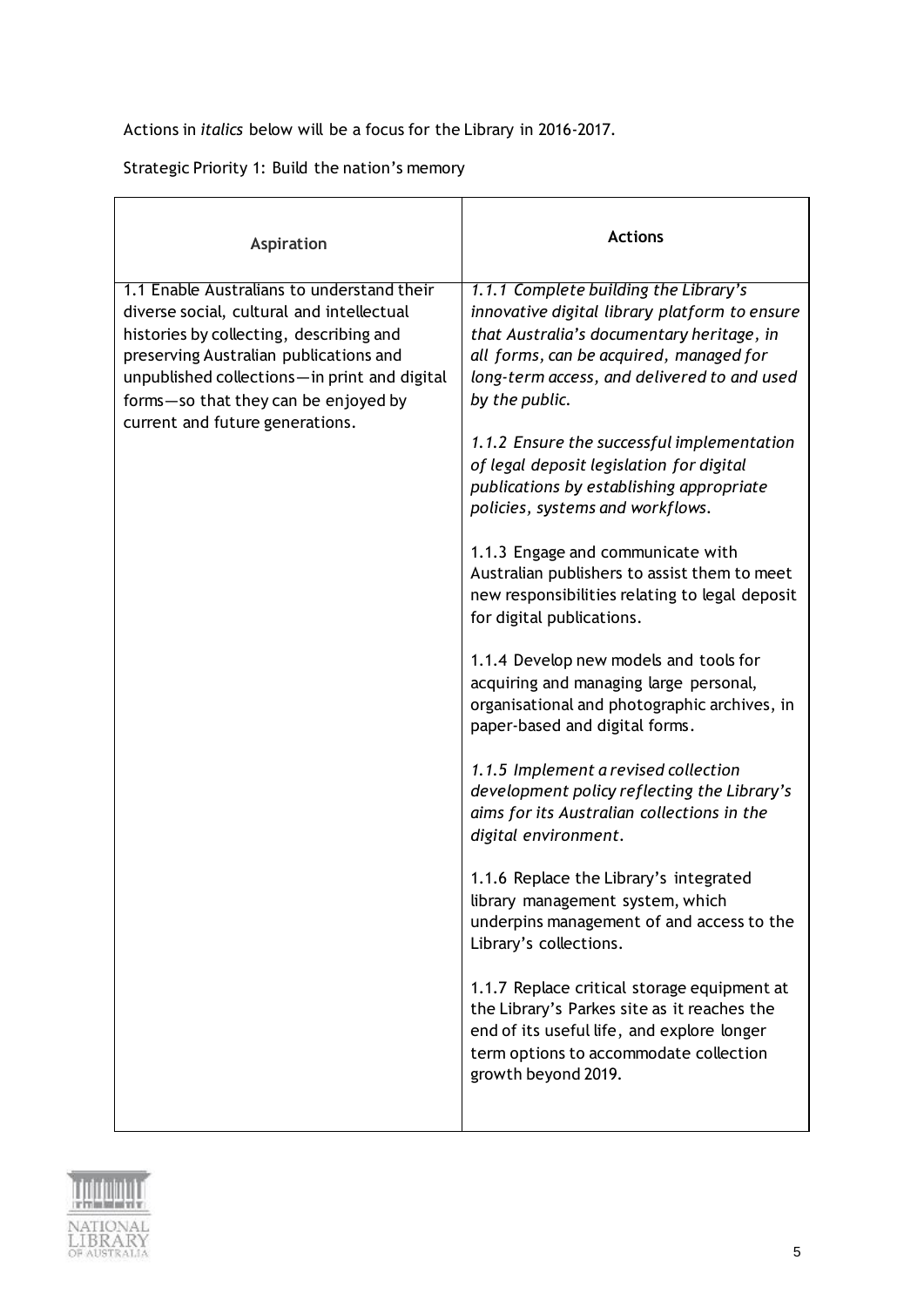Actions in *italics* below will be a focus for the Library in 2016-2017.

Strategic Priority 1: Build the nation's memory

| Aspiration | Actions |
| --- | --- |
| 1.1 Enable Australians to understand their diverse social, cultural and intellectual histories by collecting, describing and preserving Australian publications and unpublished collections—in print and digital forms—so that they can be enjoyed by current and future generations. | *1.1.1 Complete building the Library's innovative digital library platform to ensure that Australia's documentary heritage, in all forms, can be acquired, managed for long-term access, and delivered to and used by the public.*<br><br>*1.1.2 Ensure the successful implementation of legal deposit legislation for digital publications by establishing appropriate policies, systems and workflows.*<br><br>1.1.3 Engage and communicate with Australian publishers to assist them to meet new responsibilities relating to legal deposit for digital publications.<br><br>1.1.4 Develop new models and tools for acquiring and managing large personal, organisational and photographic archives, in paper-based and digital forms.<br><br>*1.1.5 Implement a revised collection development policy reflecting the Library's aims for its Australian collections in the digital environment.*<br><br>1.1.6 Replace the Library's integrated library management system, which underpins management of and access to the Library's collections.<br><br>1.1.7 Replace critical storage equipment at the Library's Parkes site as it reaches the end of its useful life, and explore longer term options to accommodate collection growth beyond 2019. |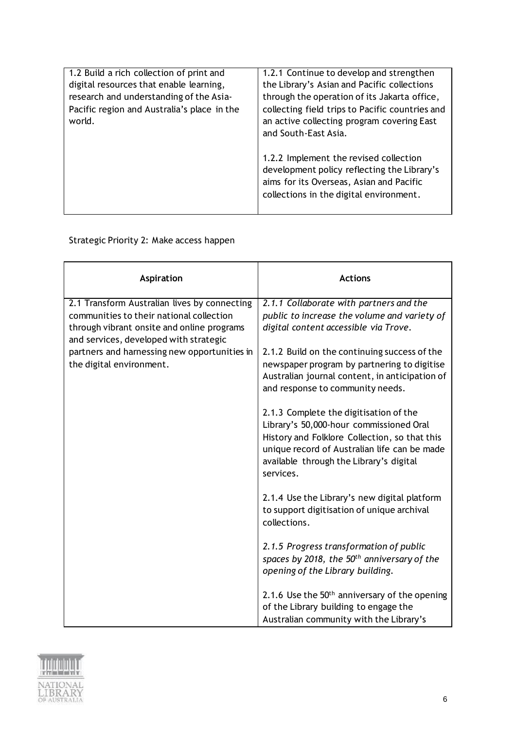| | |
|---|---|
| 1.2 Build a rich collection of print and digital resources that enable learning, research and understanding of the Asia-Pacific region and Australia's place in the world. | 1.2.1 Continue to develop and strengthen the Library's Asian and Pacific collections through the operation of its Jakarta office, collecting field trips to Pacific countries and an active collecting program covering East and South-East Asia.<br><br>1.2.2 Implement the revised collection development policy reflecting the Library's aims for its Overseas, Asian and Pacific collections in the digital environment. |

Strategic Priority 2: Make access happen

| Aspiration | Actions |
|---|---|
| 2.1 Transform Australian lives by connecting communities to their national collection through vibrant onsite and online programs and services, developed with strategic partners and harnessing new opportunities in the digital environment. | *2.1.1 Collaborate with partners and the public to increase the volume and variety of digital content accessible via Trove.*<br><br>2.1.2 Build on the continuing success of the newspaper program by partnering to digitise Australian journal content, in anticipation of and response to community needs.<br><br>2.1.3 Complete the digitisation of the Library's 50,000-hour commissioned Oral History and Folklore Collection, so that this unique record of Australian life can be made available through the Library's digital services.<br><br>2.1.4 Use the Library's new digital platform to support digitisation of unique archival collections.<br><br>*2.1.5 Progress transformation of public spaces by 2018, the 50th anniversary of the opening of the Library building.*<br><br>2.1.6 Use the 50th anniversary of the opening of the Library building to engage the Australian community with the Library's |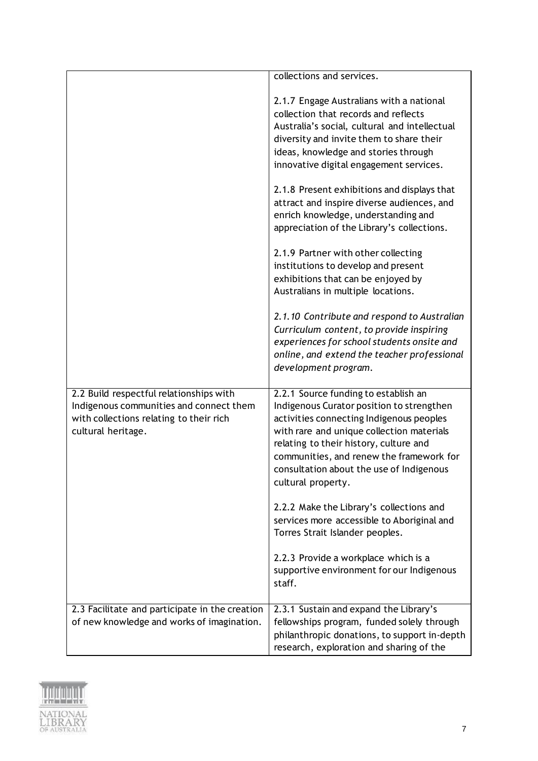| | |
|---|---|
| | collections and services.<br><br>2.1.7 Engage Australians with a national collection that records and reflects Australia's social, cultural and intellectual diversity and invite them to share their ideas, knowledge and stories through innovative digital engagement services.<br><br>2.1.8 Present exhibitions and displays that attract and inspire diverse audiences, and enrich knowledge, understanding and appreciation of the Library's collections.<br><br>2.1.9 Partner with other collecting institutions to develop and present exhibitions that can be enjoyed by Australians in multiple locations.<br><br>*2.1.10 Contribute and respond to Australian Curriculum content, to provide inspiring experiences for school students onsite and online, and extend the teacher professional development program.* |
| 2.2 Build respectful relationships with Indigenous communities and connect them with collections relating to their rich cultural heritage. | 2.2.1 Source funding to establish an Indigenous Curator position to strengthen activities connecting Indigenous peoples with rare and unique collection materials relating to their history, culture and communities, and renew the framework for consultation about the use of Indigenous cultural property.<br><br>2.2.2 Make the Library's collections and services more accessible to Aboriginal and Torres Strait Islander peoples.<br><br>2.2.3 Provide a workplace which is a supportive environment for our Indigenous staff. |
| 2.3 Facilitate and participate in the creation of new knowledge and works of imagination. | 2.3.1 Sustain and expand the Library's fellowships program, funded solely through philanthropic donations, to support in-depth research, exploration and sharing of the |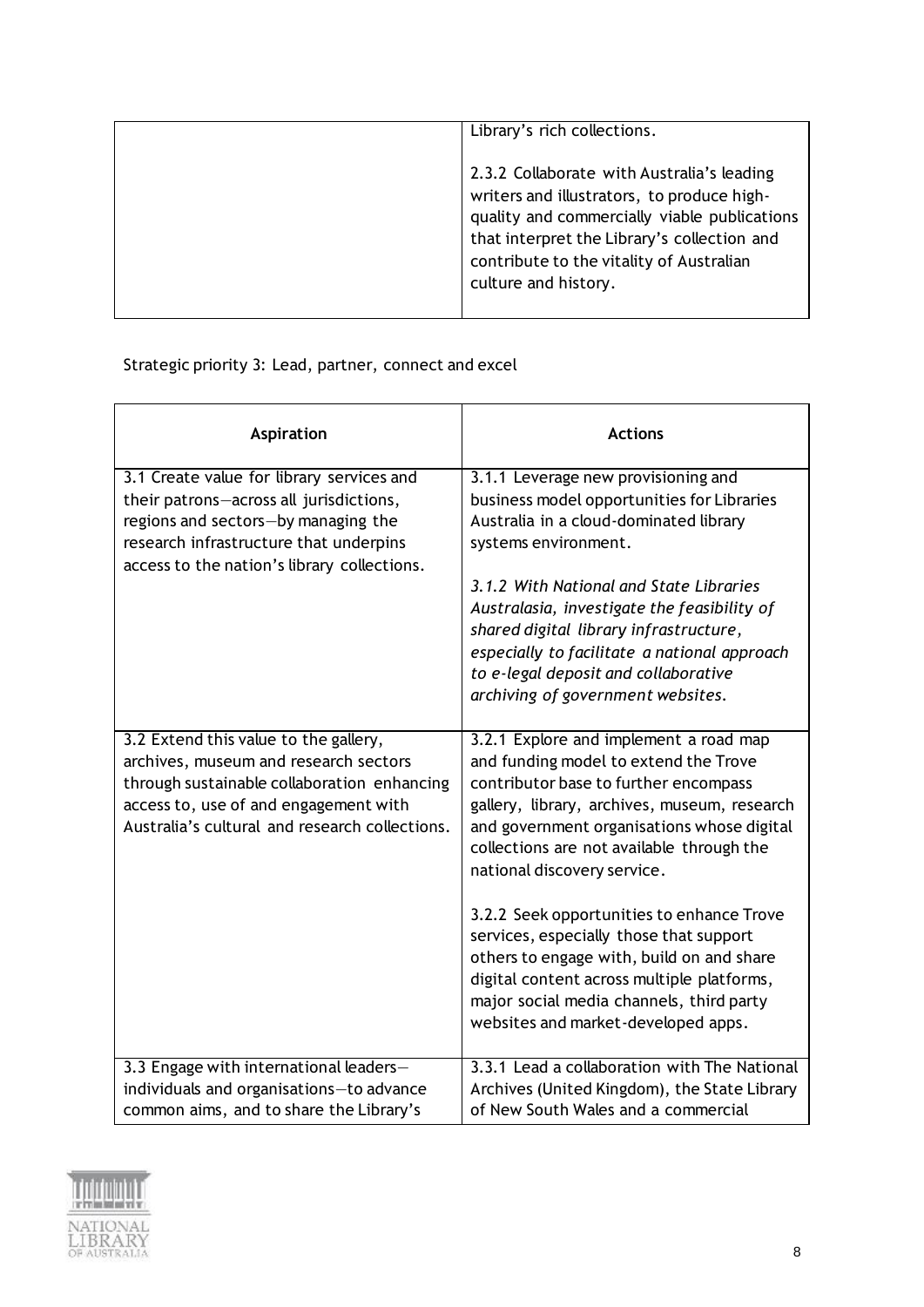| | |
|---|---|
| | Library's rich collections.<br><br>2.3.2 Collaborate with Australia's leading writers and illustrators, to produce high-quality and commercially viable publications that interpret the Library's collection and contribute to the vitality of Australian culture and history. |

Strategic priority 3: Lead, partner, connect and excel

| **Aspiration** | **Actions** |
|---|---|
| 3.1 Create value for library services and their patrons—across all jurisdictions, regions and sectors—by managing the research infrastructure that underpins access to the nation's library collections. | 3.1.1 Leverage new provisioning and business model opportunities for Libraries Australia in a cloud-dominated library systems environment.<br><br>*3.1.2 With National and State Libraries Australasia, investigate the feasibility of shared digital library infrastructure, especially to facilitate a national approach to e-legal deposit and collaborative archiving of government websites.* |
| 3.2 Extend this value to the gallery, archives, museum and research sectors through sustainable collaboration enhancing access to, use of and engagement with Australia's cultural and research collections. | 3.2.1 Explore and implement a road map and funding model to extend the Trove contributor base to further encompass gallery, library, archives, museum, research and government organisations whose digital collections are not available through the national discovery service.<br><br>3.2.2 Seek opportunities to enhance Trove services, especially those that support others to engage with, build on and share digital content across multiple platforms, major social media channels, third party websites and market-developed apps. |
| 3.3 Engage with international leaders—individuals and organisations—to advance common aims, and to share the Library's | 3.3.1 Lead a collaboration with The National Archives (United Kingdom), the State Library of New South Wales and a commercial |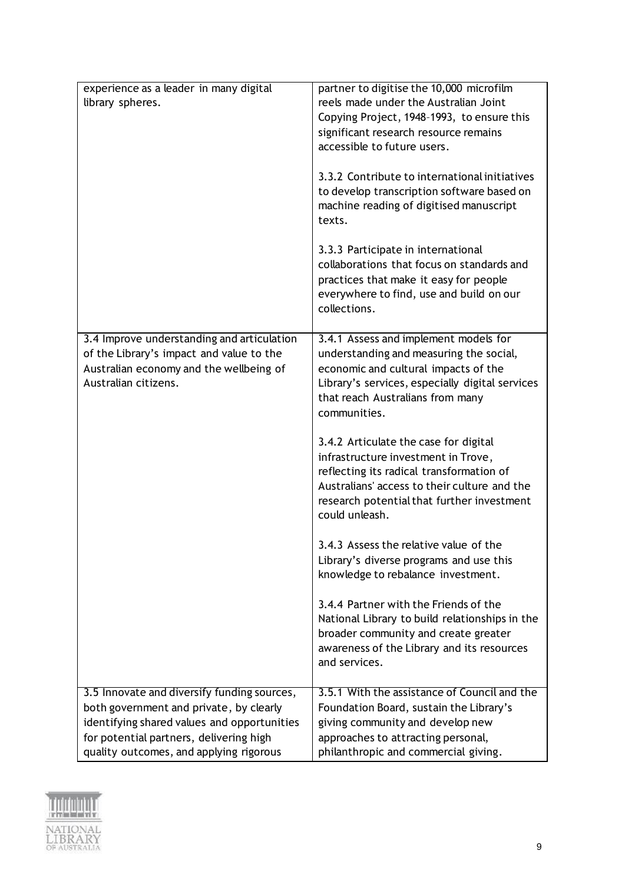| | |
|---|---|
| experience as a leader in many digital library spheres. | partner to digitise the 10,000 microfilm reels made under the Australian Joint Copying Project, 1948–1993, to ensure this significant research resource remains accessible to future users.<br><br>3.3.2 Contribute to international initiatives to develop transcription software based on machine reading of digitised manuscript texts.<br><br>3.3.3 Participate in international collaborations that focus on standards and practices that make it easy for people everywhere to find, use and build on our collections. |
| 3.4 Improve understanding and articulation of the Library's impact and value to the Australian economy and the wellbeing of Australian citizens. | 3.4.1 Assess and implement models for understanding and measuring the social, economic and cultural impacts of the Library's services, especially digital services that reach Australians from many communities.<br><br>3.4.2 Articulate the case for digital infrastructure investment in Trove, reflecting its radical transformation of Australians' access to their culture and the research potential that further investment could unleash.<br><br>3.4.3 Assess the relative value of the Library's diverse programs and use this knowledge to rebalance investment.<br><br>3.4.4 Partner with the Friends of the National Library to build relationships in the broader community and create greater awareness of the Library and its resources and services. |
| 3.5 Innovate and diversify funding sources, both government and private, by clearly identifying shared values and opportunities for potential partners, delivering high quality outcomes, and applying rigorous | 3.5.1 With the assistance of Council and the Foundation Board, sustain the Library's giving community and develop new approaches to attracting personal, philanthropic and commercial giving. |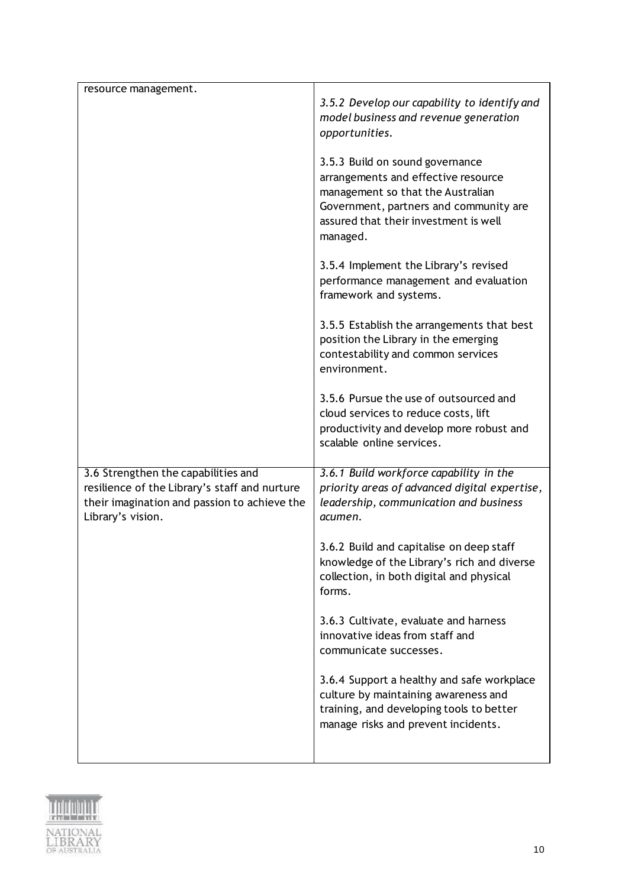| | |
|---|---|
| resource management. | *3.5.2 Develop our capability to identify and model business and revenue generation opportunities.*<br><br>3.5.3 Build on sound governance arrangements and effective resource management so that the Australian Government, partners and community are assured that their investment is well managed.<br><br>3.5.4 Implement the Library's revised performance management and evaluation framework and systems.<br><br>3.5.5 Establish the arrangements that best position the Library in the emerging contestability and common services environment.<br><br>3.5.6 Pursue the use of outsourced and cloud services to reduce costs, lift productivity and develop more robust and scalable online services. |
| 3.6 Strengthen the capabilities and resilience of the Library's staff and nurture their imagination and passion to achieve the Library's vision. | *3.6.1 Build workforce capability in the priority areas of advanced digital expertise, leadership, communication and business acumen.*<br><br>3.6.2 Build and capitalise on deep staff knowledge of the Library's rich and diverse collection, in both digital and physical forms.<br><br>3.6.3 Cultivate, evaluate and harness innovative ideas from staff and communicate successes.<br><br>3.6.4 Support a healthy and safe workplace culture by maintaining awareness and training, and developing tools to better manage risks and prevent incidents. |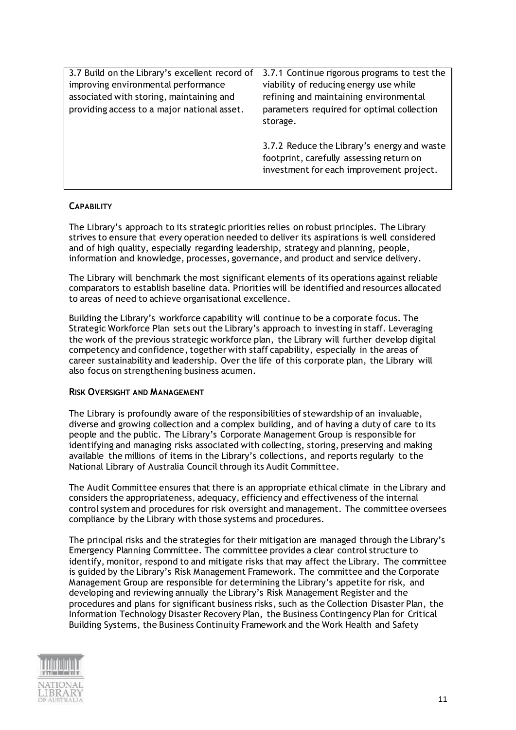| 3.7 Build on the Library's excellent record of improving environmental performance associated with storing, maintaining and providing access to a major national asset. | 3.7.1 Continue rigorous programs to test the viability of reducing energy use while refining and maintaining environmental parameters required for optimal collection storage.<br><br>3.7.2 Reduce the Library's energy and waste footprint, carefully assessing return on investment for each improvement project. |
|---|---|

#### CAPABILITY

The Library's approach to its strategic priorities relies on robust principles. The Library strives to ensure that every operation needed to deliver its aspirations is well considered and of high quality, especially regarding leadership, strategy and planning, people, information and knowledge, processes, governance, and product and service delivery.

The Library will benchmark the most significant elements of its operations against reliable comparators to establish baseline data. Priorities will be identified and resources allocated to areas of need to achieve organisational excellence.

Building the Library's workforce capability will continue to be a corporate focus. The Strategic Workforce Plan sets out the Library's approach to investing in staff. Leveraging the work of the previous strategic workforce plan, the Library will further develop digital competency and confidence, together with staff capability, especially in the areas of career sustainability and leadership. Over the life of this corporate plan, the Library will also focus on strengthening business acumen.

#### RISK OVERSIGHT AND MANAGEMENT

The Library is profoundly aware of the responsibilities of stewardship of an invaluable, diverse and growing collection and a complex building, and of having a duty of care to its people and the public. The Library's Corporate Management Group is responsible for identifying and managing risks associated with collecting, storing, preserving and making available the millions of items in the Library's collections, and reports regularly to the National Library of Australia Council through its Audit Committee.

The Audit Committee ensures that there is an appropriate ethical climate in the Library and considers the appropriateness, adequacy, efficiency and effectiveness of the internal control system and procedures for risk oversight and management. The committee oversees compliance by the Library with those systems and procedures.

The principal risks and the strategies for their mitigation are managed through the Library's Emergency Planning Committee. The committee provides a clear control structure to identify, monitor, respond to and mitigate risks that may affect the Library. The committee is guided by the Library's Risk Management Framework. The committee and the Corporate Management Group are responsible for determining the Library's appetite for risk, and developing and reviewing annually the Library's Risk Management Register and the procedures and plans for significant business risks, such as the Collection Disaster Plan, the Information Technology Disaster Recovery Plan, the Business Contingency Plan for Critical Building Systems, the Business Continuity Framework and the Work Health and Safety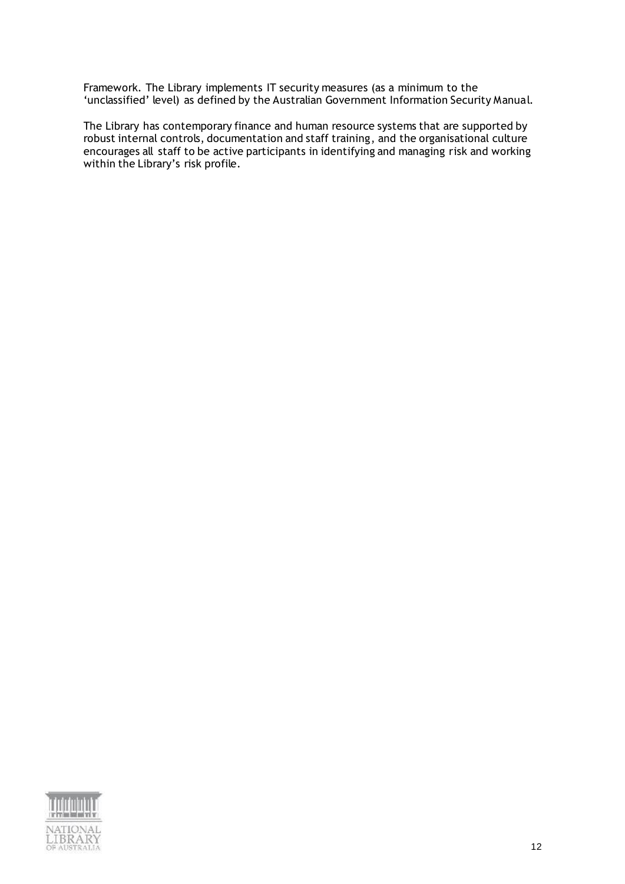Framework. The Library implements IT security measures (as a minimum to the 'unclassified' level) as defined by the Australian Government Information Security Manual.

The Library has contemporary finance and human resource systems that are supported by robust internal controls, documentation and staff training, and the organisational culture encourages all staff to be active participants in identifying and managing risk and working within the Library's risk profile.